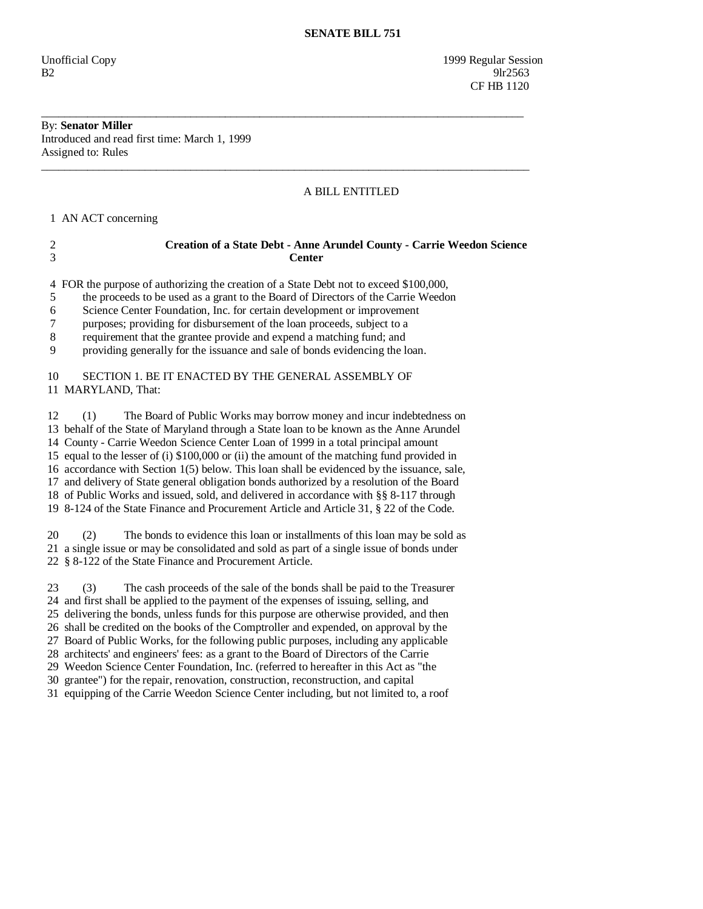# SENATE BILL 751

Unofficial Copy 1999 Regular Session
B2 9lr2563
CF HB 1120

---

By: **Senator Miller**
Introduced and read first time: March 1, 1999
Assigned to: Rules

---

A BILL ENTITLED

1 AN ACT concerning

2 **Creation of a State Debt - Anne Arundel County - Carrie Weedon Science**
3 **Center**

4 FOR the purpose of authorizing the creation of a State Debt not to exceed $100,000,
5 the proceeds to be used as a grant to the Board of Directors of the Carrie Weedon
6 Science Center Foundation, Inc. for certain development or improvement
7 purposes; providing for disbursement of the loan proceeds, subject to a
8 requirement that the grantee provide and expend a matching fund; and
9 providing generally for the issuance and sale of bonds evidencing the loan.

10 SECTION 1. BE IT ENACTED BY THE GENERAL ASSEMBLY OF
11 MARYLAND, That:

12 (1) The Board of Public Works may borrow money and incur indebtedness on
13 behalf of the State of Maryland through a State loan to be known as the Anne Arundel
14 County - Carrie Weedon Science Center Loan of 1999 in a total principal amount
15 equal to the lesser of (i) $100,000 or (ii) the amount of the matching fund provided in
16 accordance with Section 1(5) below. This loan shall be evidenced by the issuance, sale,
17 and delivery of State general obligation bonds authorized by a resolution of the Board
18 of Public Works and issued, sold, and delivered in accordance with §§ 8-117 through
19 8-124 of the State Finance and Procurement Article and Article 31, § 22 of the Code.

20 (2) The bonds to evidence this loan or installments of this loan may be sold as
21 a single issue or may be consolidated and sold as part of a single issue of bonds under
22 § 8-122 of the State Finance and Procurement Article.

23 (3) The cash proceeds of the sale of the bonds shall be paid to the Treasurer
24 and first shall be applied to the payment of the expenses of issuing, selling, and
25 delivering the bonds, unless funds for this purpose are otherwise provided, and then
26 shall be credited on the books of the Comptroller and expended, on approval by the
27 Board of Public Works, for the following public purposes, including any applicable
28 architects' and engineers' fees: as a grant to the Board of Directors of the Carrie
29 Weedon Science Center Foundation, Inc. (referred to hereafter in this Act as "the
30 grantee") for the repair, renovation, construction, reconstruction, and capital
31 equipping of the Carrie Weedon Science Center including, but not limited to, a roof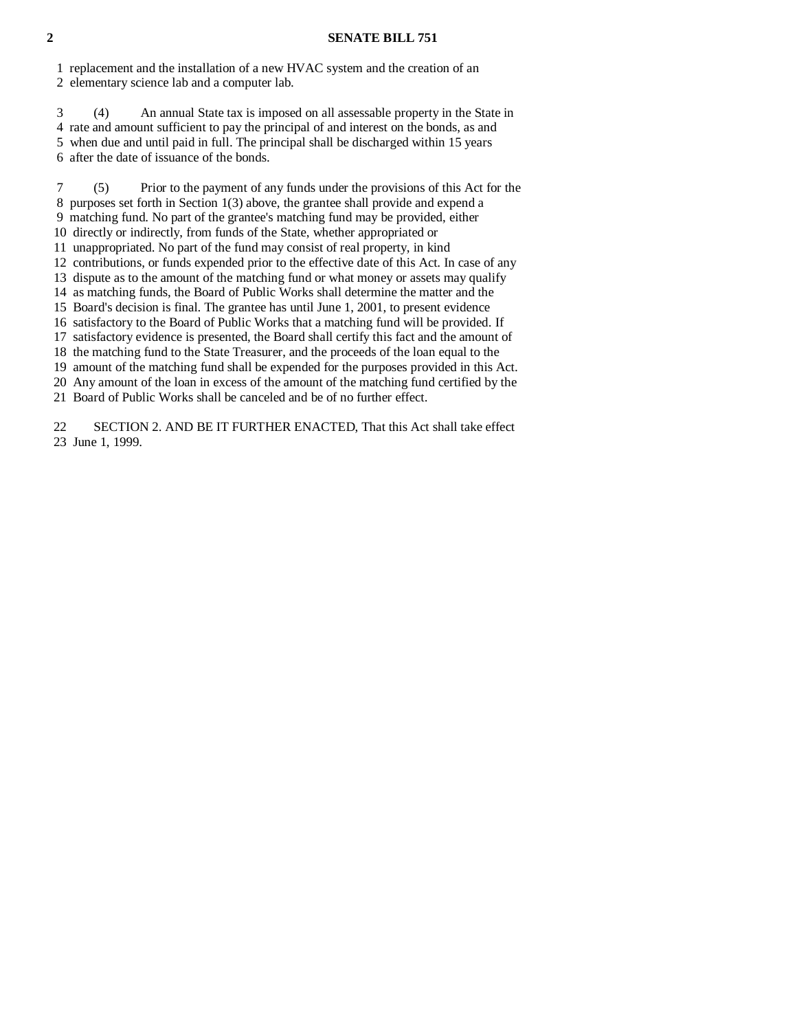replacement and the installation of a new HVAC system and the creation of an elementary science lab and a computer lab.

(4) An annual State tax is imposed on all assessable property in the State in rate and amount sufficient to pay the principal of and interest on the bonds, as and when due and until paid in full. The principal shall be discharged within 15 years after the date of issuance of the bonds.

(5) Prior to the payment of any funds under the provisions of this Act for the purposes set forth in Section 1(3) above, the grantee shall provide and expend a matching fund. No part of the grantee's matching fund may be provided, either directly or indirectly, from funds of the State, whether appropriated or unappropriated. No part of the fund may consist of real property, in kind contributions, or funds expended prior to the effective date of this Act. In case of any dispute as to the amount of the matching fund or what money or assets may qualify as matching funds, the Board of Public Works shall determine the matter and the Board's decision is final. The grantee has until June 1, 2001, to present evidence satisfactory to the Board of Public Works that a matching fund will be provided. If satisfactory evidence is presented, the Board shall certify this fact and the amount of the matching fund to the State Treasurer, and the proceeds of the loan equal to the amount of the matching fund shall be expended for the purposes provided in this Act. Any amount of the loan in excess of the amount of the matching fund certified by the Board of Public Works shall be canceled and be of no further effect.

SECTION 2. AND BE IT FURTHER ENACTED, That this Act shall take effect June 1, 1999.